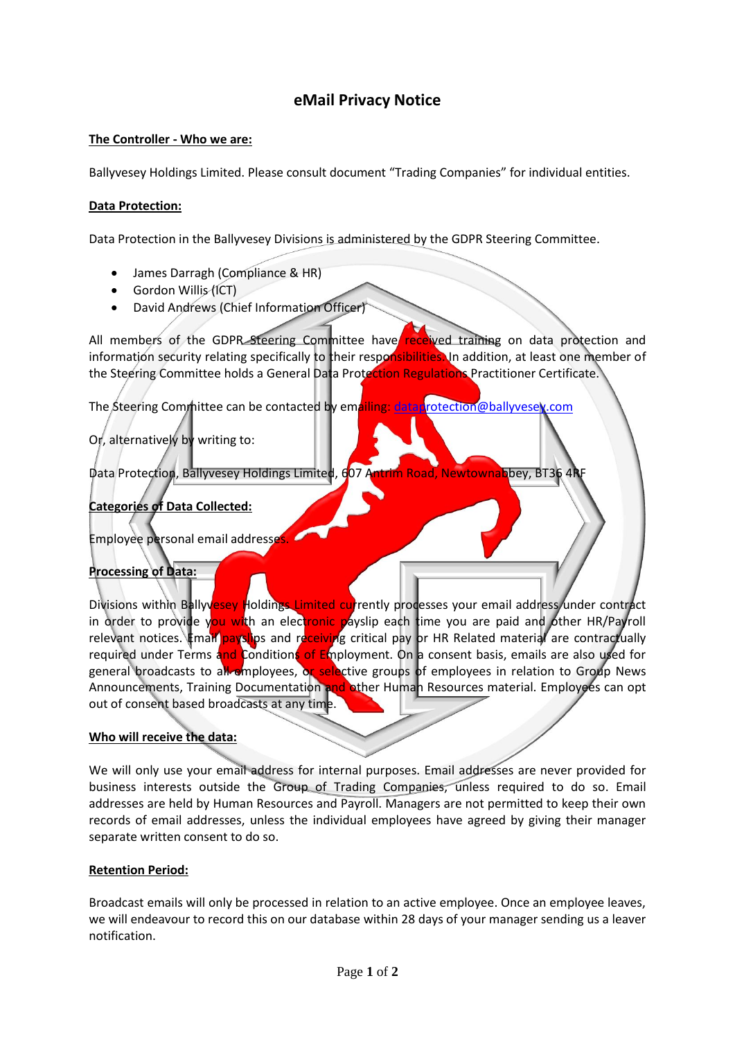# eMail Privacy Notice

**The Controller - Who we are:**

Ballyvesey Holdings Limited. Please consult document "Trading Companies" for individual entities.

**Data Protection:**

Data Protection in the Ballyvesey Divisions is administered by the GDPR Steering Committee.

- James Darragh (Compliance & HR)
- Gordon Willis (ICT)
- David Andrews (Chief Information Officer)

All members of the GDPR Steering Committee have received training on data protection and information security relating specifically to their responsibilities. In addition, at least one member of the Steering Committee holds a General Data Protection Regulations Practitioner Certificate.

The Steering Committee can be contacted by emailing: dataprotection@ballyvesey.com

Or, alternatively by writing to:

Data Protection, Ballyvesey Holdings Limited, 607 Antrim Road, Newtownabbey, BT36 4RF

**Categories of Data Collected:**

Employee personal email addresses.

**Processing of Data:**

Divisions within Ballyvesey Holdings Limited currently processes your email address under contract in order to provide you with an electronic payslip each time you are paid and other HR/Payroll relevant notices. Email payslips and receiving critical pay or HR Related material are contractually required under Terms and Conditions of Employment. On a consent basis, emails are also used for general broadcasts to all employees, or selective groups of employees in relation to Group News Announcements, Training Documentation and other Human Resources material. Employees can opt out of consent based broadcasts at any time.

**Who will receive the data:**

We will only use your email address for internal purposes. Email addresses are never provided for business interests outside the Group of Trading Companies, unless required to do so. Email addresses are held by Human Resources and Payroll. Managers are not permitted to keep their own records of email addresses, unless the individual employees have agreed by giving their manager separate written consent to do so.

**Retention Period:**

Broadcast emails will only be processed in relation to an active employee. Once an employee leaves, we will endeavour to record this on our database within 28 days of your manager sending us a leaver notification.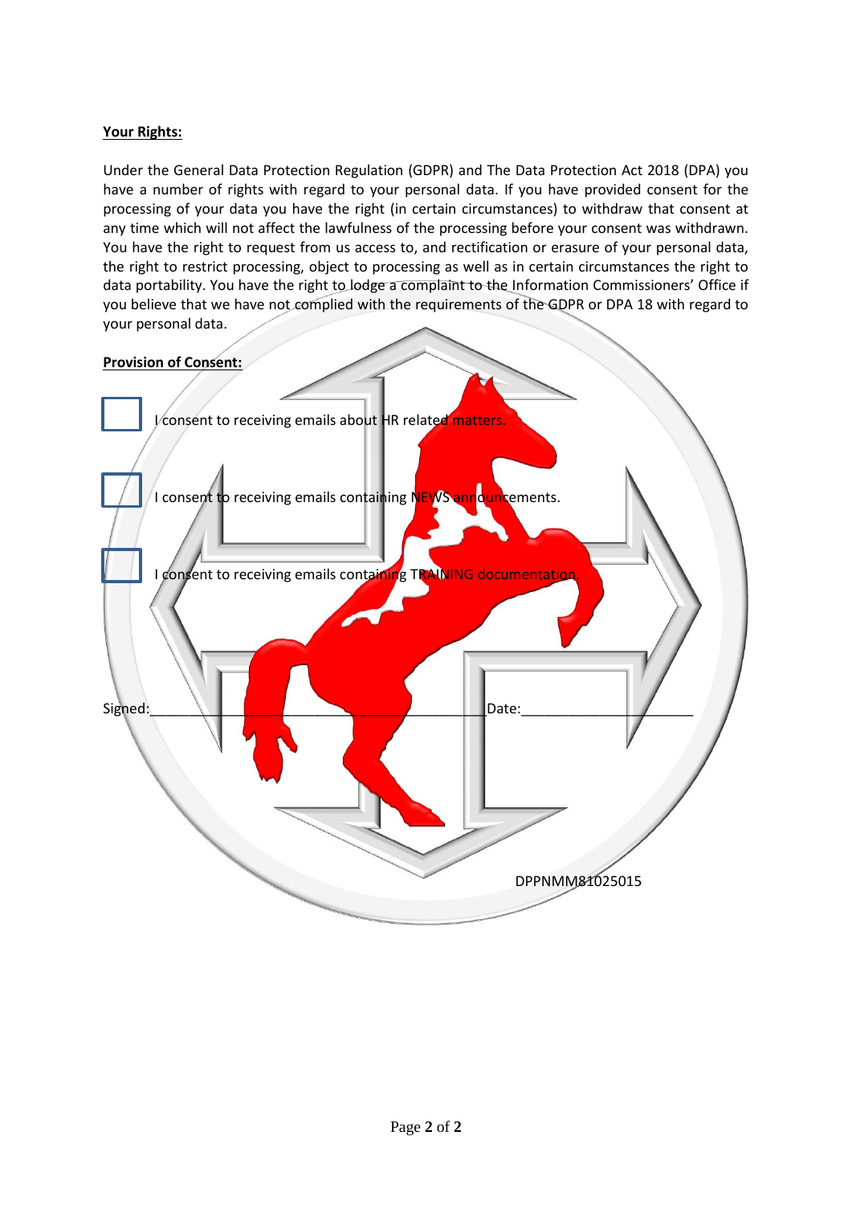**Your Rights:**

Under the General Data Protection Regulation (GDPR) and The Data Protection Act 2018 (DPA) you have a number of rights with regard to your personal data. If you have provided consent for the processing of your data you have the right (in certain circumstances) to withdraw that consent at any time which will not affect the lawfulness of the processing before your consent was withdrawn. You have the right to request from us access to, and rectification or erasure of your personal data, the right to restrict processing, object to processing as well as in certain circumstances the right to data portability. You have the right to lodge a complaint to the Information Commissioners' Office if you believe that we have not complied with the requirements of the GDPR or DPA 18 with regard to your personal data.

**Provision of Consent:**

☐ I consent to receiving emails about HR related matters.

☐ I consent to receiving emails containing NEWS announcements.

☐ I consent to receiving emails containing TRAINING documentation.

Signed:________________________________________ Date:____________________

DPPNMM81025015